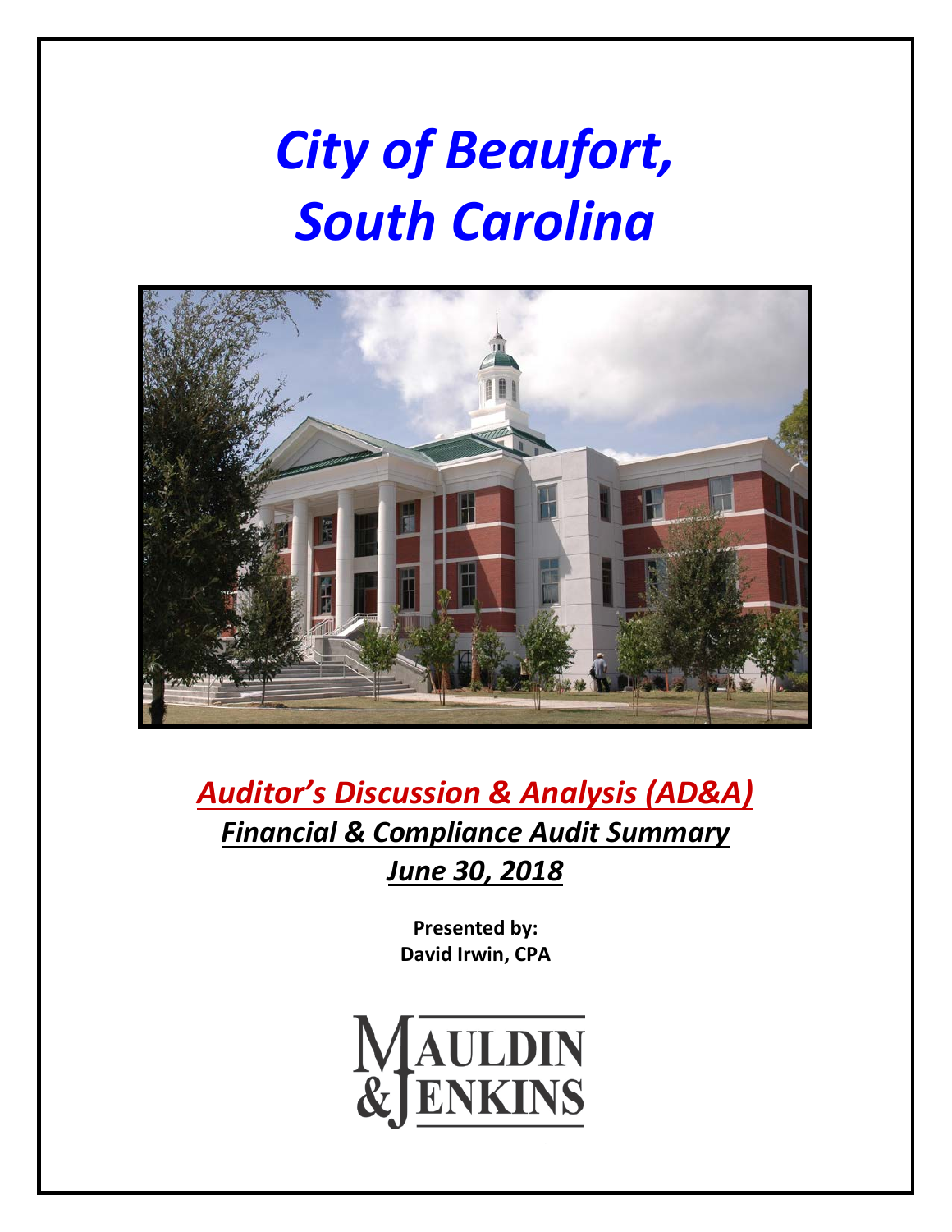# *City of Beaufort, South Carolina*

## ***Auditor's Discussion & Analysis (AD&A)***

### ***Financial & Compliance Audit Summary***

### ***June 30, 2018***

**Presented by:**
**David Irwin, CPA**

MAULDIN & JENKINS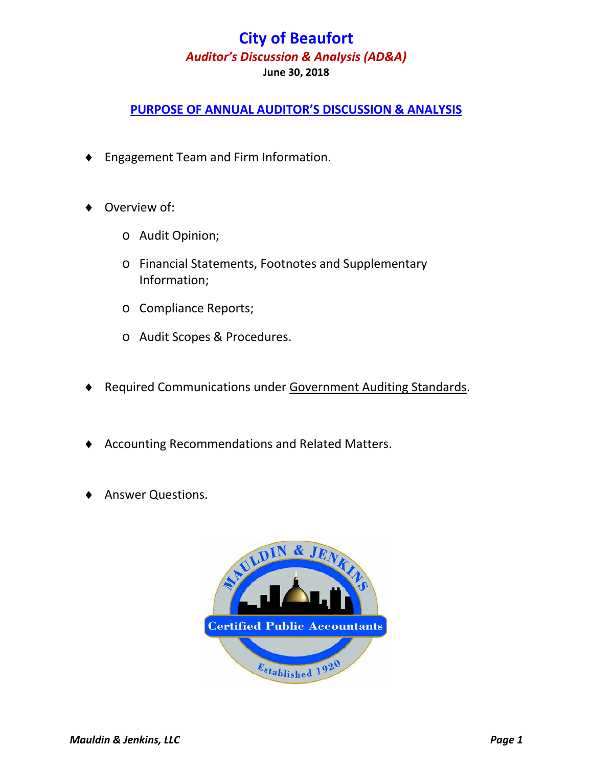# City of Beaufort

***Auditor's Discussion & Analysis (AD&A)***

**June 30, 2018**

## PURPOSE OF ANNUAL AUDITOR'S DISCUSSION & ANALYSIS

- Engagement Team and Firm Information.
- Overview of:
  - Audit Opinion;
  - Financial Statements, Footnotes and Supplementary Information;
  - Compliance Reports;
  - Audit Scopes & Procedures.
- Required Communications under Government Auditing Standards.
- Accounting Recommendations and Related Matters.
- Answer Questions.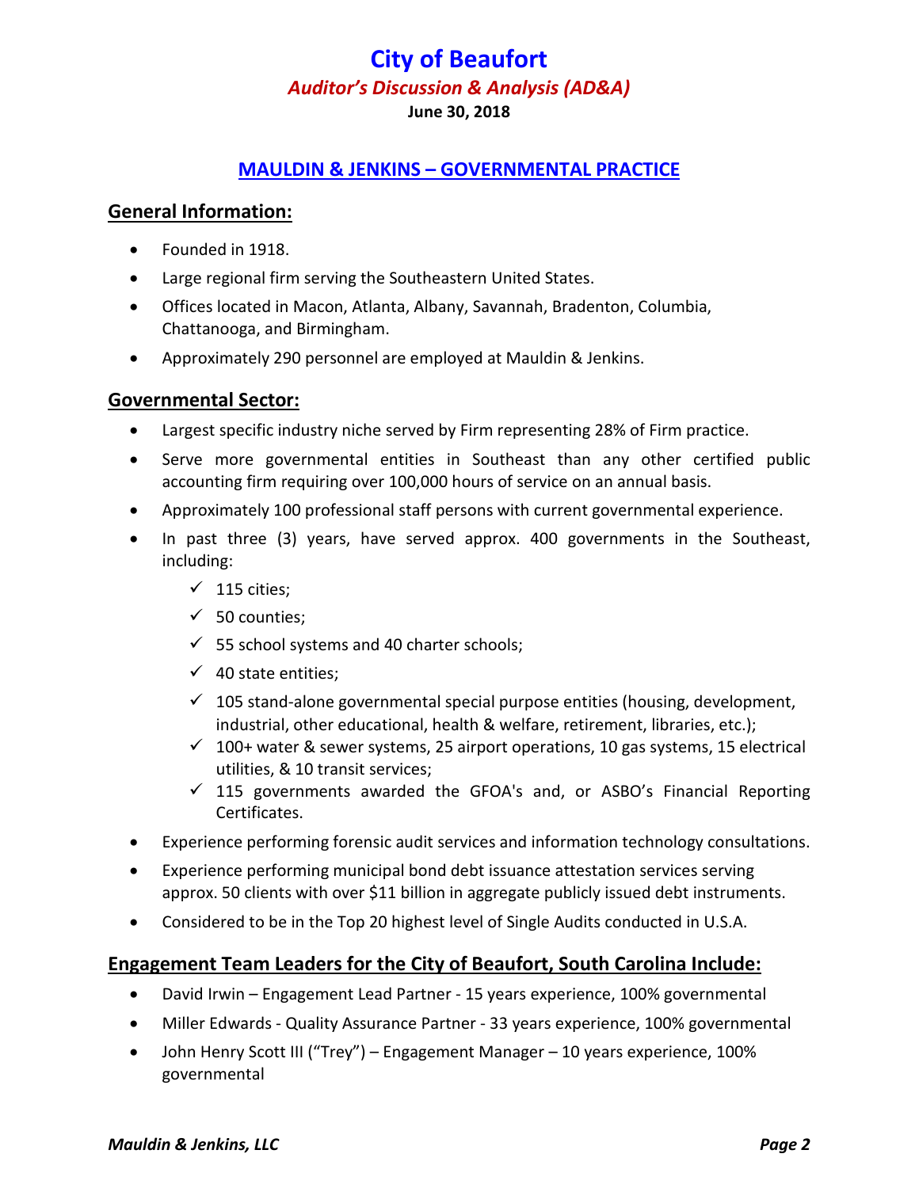# City of Beaufort

## *Auditor's Discussion & Analysis (AD&A)*

**June 30, 2018**

## MAULDIN & JENKINS – GOVERNMENTAL PRACTICE

### General Information:

- Founded in 1918.
- Large regional firm serving the Southeastern United States.
- Offices located in Macon, Atlanta, Albany, Savannah, Bradenton, Columbia, Chattanooga, and Birmingham.
- Approximately 290 personnel are employed at Mauldin & Jenkins.

### Governmental Sector:

- Largest specific industry niche served by Firm representing 28% of Firm practice.
- Serve more governmental entities in Southeast than any other certified public accounting firm requiring over 100,000 hours of service on an annual basis.
- Approximately 100 professional staff persons with current governmental experience.
- In past three (3) years, have served approx. 400 governments in the Southeast, including:
  - ✓ 115 cities;
  - ✓ 50 counties;
  - ✓ 55 school systems and 40 charter schools;
  - ✓ 40 state entities;
  - ✓ 105 stand-alone governmental special purpose entities (housing, development, industrial, other educational, health & welfare, retirement, libraries, etc.);
  - ✓ 100+ water & sewer systems, 25 airport operations, 10 gas systems, 15 electrical utilities, & 10 transit services;
  - ✓ 115 governments awarded the GFOA's and, or ASBO's Financial Reporting Certificates.
- Experience performing forensic audit services and information technology consultations.
- Experience performing municipal bond debt issuance attestation services serving approx. 50 clients with over $11 billion in aggregate publicly issued debt instruments.
- Considered to be in the Top 20 highest level of Single Audits conducted in U.S.A.

### Engagement Team Leaders for the City of Beaufort, South Carolina Include:

- David Irwin – Engagement Lead Partner - 15 years experience, 100% governmental
- Miller Edwards - Quality Assurance Partner - 33 years experience, 100% governmental
- John Henry Scott III ("Trey") – Engagement Manager – 10 years experience, 100% governmental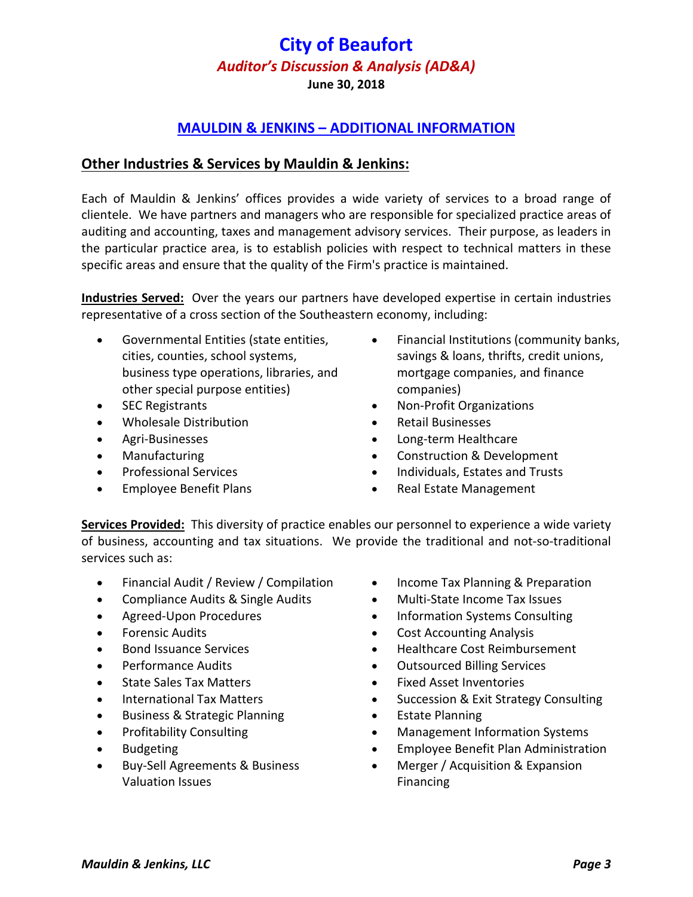# City of Beaufort

## *Auditor's Discussion & Analysis (AD&A)*

**June 30, 2018**

## MAULDIN & JENKINS – ADDITIONAL INFORMATION

### Other Industries & Services by Mauldin & Jenkins:

Each of Mauldin & Jenkins' offices provides a wide variety of services to a broad range of clientele. We have partners and managers who are responsible for specialized practice areas of auditing and accounting, taxes and management advisory services. Their purpose, as leaders in the particular practice area, is to establish policies with respect to technical matters in these specific areas and ensure that the quality of the Firm's practice is maintained.

**Industries Served:** Over the years our partners have developed expertise in certain industries representative of a cross section of the Southeastern economy, including:

- Governmental Entities (state entities, cities, counties, school systems, business type operations, libraries, and other special purpose entities)
- SEC Registrants
- Wholesale Distribution
- Agri-Businesses
- Manufacturing
- Professional Services
- Employee Benefit Plans
- Financial Institutions (community banks, savings & loans, thrifts, credit unions, mortgage companies, and finance companies)
- Non-Profit Organizations
- Retail Businesses
- Long-term Healthcare
- Construction & Development
- Individuals, Estates and Trusts
- Real Estate Management

**Services Provided:** This diversity of practice enables our personnel to experience a wide variety of business, accounting and tax situations. We provide the traditional and not-so-traditional services such as:

- Financial Audit / Review / Compilation
- Compliance Audits & Single Audits
- Agreed-Upon Procedures
- Forensic Audits
- Bond Issuance Services
- Performance Audits
- State Sales Tax Matters
- International Tax Matters
- Business & Strategic Planning
- Profitability Consulting
- Budgeting
- Buy-Sell Agreements & Business Valuation Issues
- Income Tax Planning & Preparation
- Multi-State Income Tax Issues
- Information Systems Consulting
- Cost Accounting Analysis
- Healthcare Cost Reimbursement
- Outsourced Billing Services
- Fixed Asset Inventories
- Succession & Exit Strategy Consulting
- Estate Planning
- Management Information Systems
- Employee Benefit Plan Administration
- Merger / Acquisition & Expansion Financing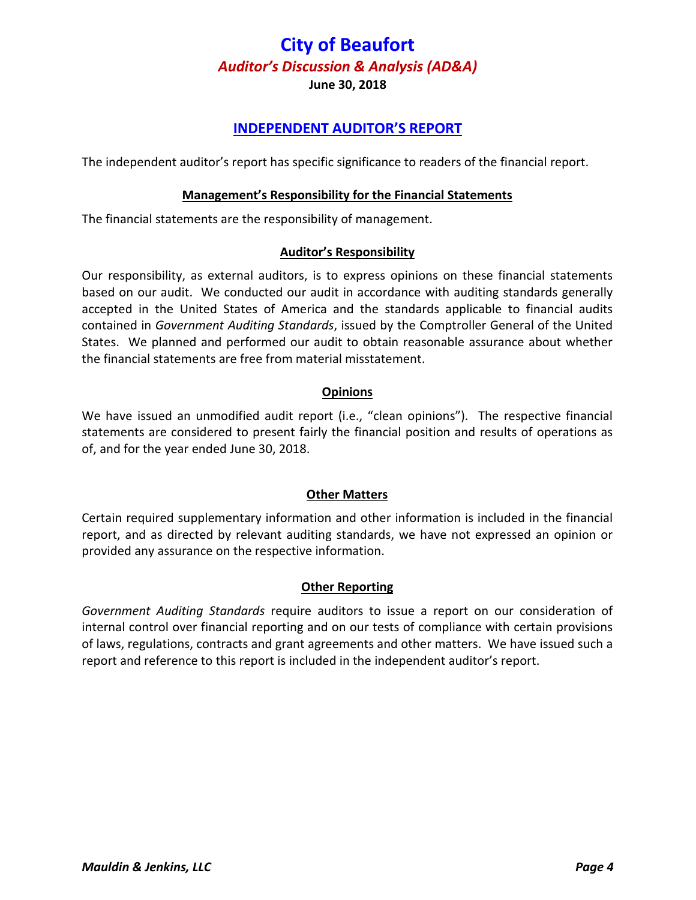# City of Beaufort

## *Auditor's Discussion & Analysis (AD&A)*

**June 30, 2018**

## INDEPENDENT AUDITOR'S REPORT

The independent auditor's report has specific significance to readers of the financial report.

### Management's Responsibility for the Financial Statements

The financial statements are the responsibility of management.

### Auditor's Responsibility

Our responsibility, as external auditors, is to express opinions on these financial statements based on our audit. We conducted our audit in accordance with auditing standards generally accepted in the United States of America and the standards applicable to financial audits contained in *Government Auditing Standards*, issued by the Comptroller General of the United States. We planned and performed our audit to obtain reasonable assurance about whether the financial statements are free from material misstatement.

### Opinions

We have issued an unmodified audit report (i.e., "clean opinions"). The respective financial statements are considered to present fairly the financial position and results of operations as of, and for the year ended June 30, 2018.

### Other Matters

Certain required supplementary information and other information is included in the financial report, and as directed by relevant auditing standards, we have not expressed an opinion or provided any assurance on the respective information.

### Other Reporting

*Government Auditing Standards* require auditors to issue a report on our consideration of internal control over financial reporting and on our tests of compliance with certain provisions of laws, regulations, contracts and grant agreements and other matters. We have issued such a report and reference to this report is included in the independent auditor's report.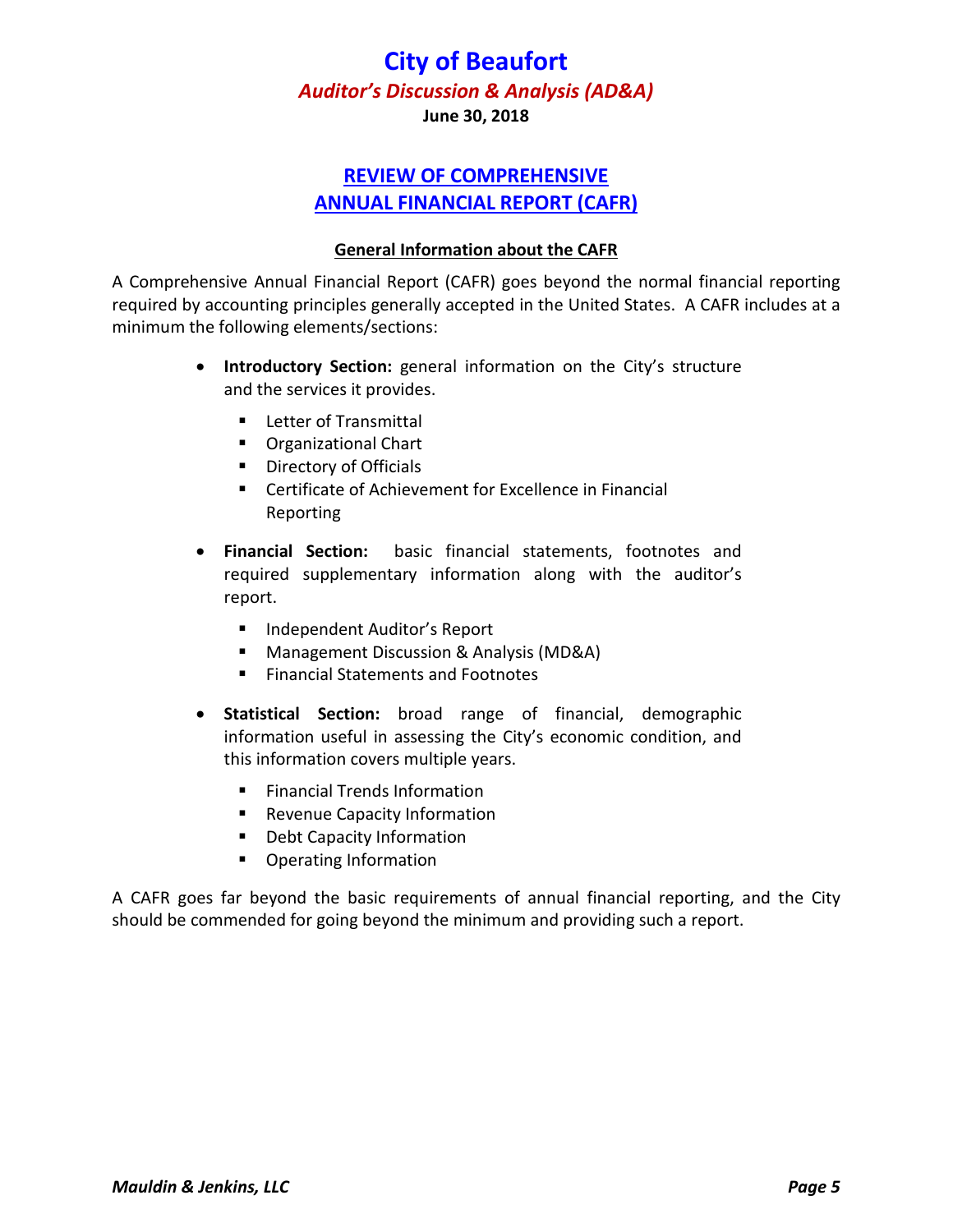## REVIEW OF COMPREHENSIVE ANNUAL FINANCIAL REPORT (CAFR)

### General Information about the CAFR

A Comprehensive Annual Financial Report (CAFR) goes beyond the normal financial reporting required by accounting principles generally accepted in the United States. A CAFR includes at a minimum the following elements/sections:

- **Introductory Section:** general information on the City's structure and the services it provides.
  - Letter of Transmittal
  - Organizational Chart
  - Directory of Officials
  - Certificate of Achievement for Excellence in Financial Reporting
- **Financial Section:** basic financial statements, footnotes and required supplementary information along with the auditor's report.
  - Independent Auditor's Report
  - Management Discussion & Analysis (MD&A)
  - Financial Statements and Footnotes
- **Statistical Section:** broad range of financial, demographic information useful in assessing the City's economic condition, and this information covers multiple years.
  - Financial Trends Information
  - Revenue Capacity Information
  - Debt Capacity Information
  - Operating Information

A CAFR goes far beyond the basic requirements of annual financial reporting, and the City should be commended for going beyond the minimum and providing such a report.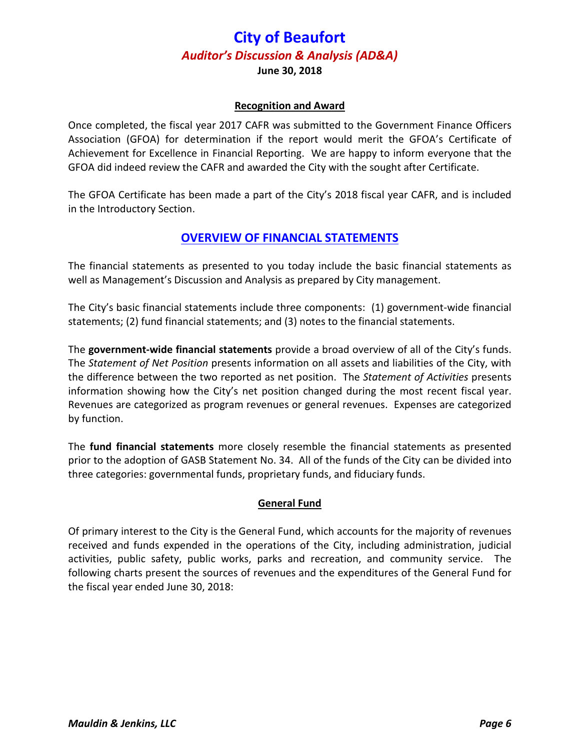#### Recognition and Award

Once completed, the fiscal year 2017 CAFR was submitted to the Government Finance Officers Association (GFOA) for determination if the report would merit the GFOA's Certificate of Achievement for Excellence in Financial Reporting. We are happy to inform everyone that the GFOA did indeed review the CAFR and awarded the City with the sought after Certificate.

The GFOA Certificate has been made a part of the City's 2018 fiscal year CAFR, and is included in the Introductory Section.

## OVERVIEW OF FINANCIAL STATEMENTS

The financial statements as presented to you today include the basic financial statements as well as Management's Discussion and Analysis as prepared by City management.

The City's basic financial statements include three components: (1) government-wide financial statements; (2) fund financial statements; and (3) notes to the financial statements.

The **government-wide financial statements** provide a broad overview of all of the City's funds. The *Statement of Net Position* presents information on all assets and liabilities of the City, with the difference between the two reported as net position. The *Statement of Activities* presents information showing how the City's net position changed during the most recent fiscal year. Revenues are categorized as program revenues or general revenues. Expenses are categorized by function.

The **fund financial statements** more closely resemble the financial statements as presented prior to the adoption of GASB Statement No. 34. All of the funds of the City can be divided into three categories: governmental funds, proprietary funds, and fiduciary funds.

#### General Fund

Of primary interest to the City is the General Fund, which accounts for the majority of revenues received and funds expended in the operations of the City, including administration, judicial activities, public safety, public works, parks and recreation, and community service. The following charts present the sources of revenues and the expenditures of the General Fund for the fiscal year ended June 30, 2018: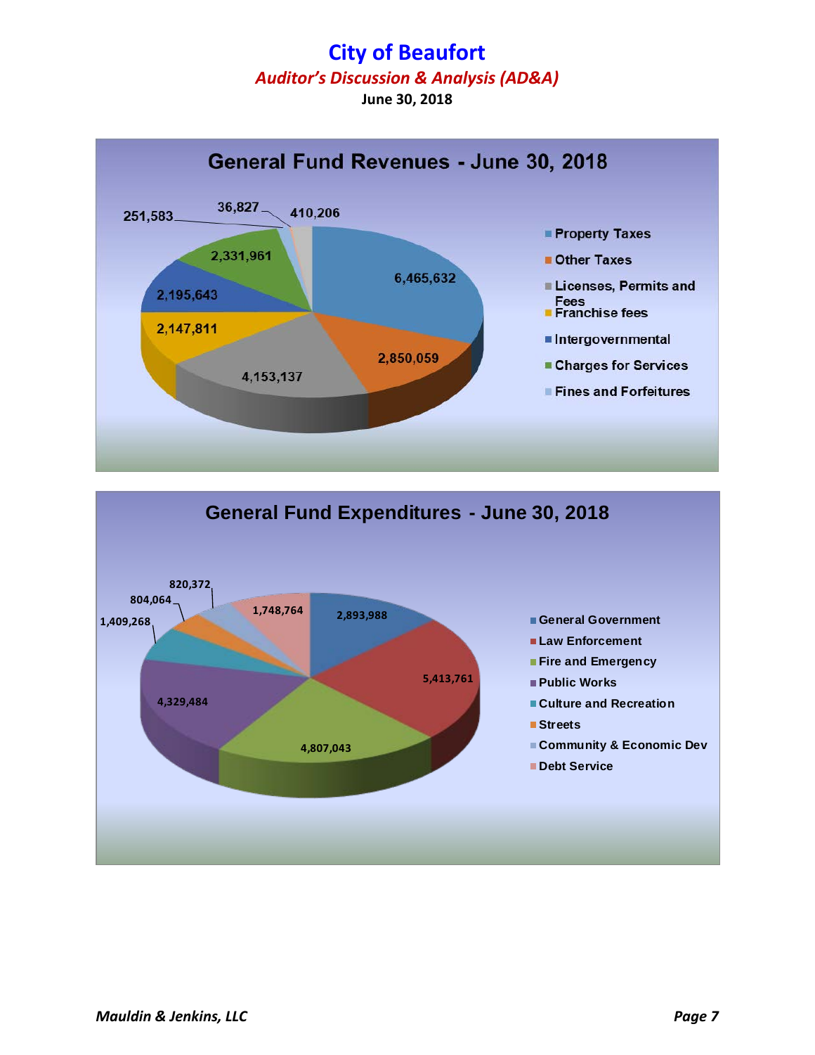# City of Beaufort

*Auditor's Discussion & Analysis (AD&A)*

**June 30, 2018**

## General Fund Revenues - June 30, 2018

| Category | Amount |
|---|---|
| Property Taxes | 6,465,632 |
| Other Taxes | 2,850,059 |
| Licenses, Permits and Fees | 4,153,137 |
| Franchise fees | 2,147,811 |
| Intergovernmental | 2,195,643 |
| Charges for Services | 2,331,961 |
| Fines and Forfeitures | 251,583 |
| | 36,827 |
| | 410,206 |

## General Fund Expenditures - June 30, 2018

| Category | Amount |
|---|---|
| General Government | 2,893,988 |
| Law Enforcement | 5,413,761 |
| Fire and Emergency | 4,807,043 |
| Public Works | 4,329,484 |
| Culture and Recreation | 1,409,268 |
| Streets | 804,064 |
| Community & Economic Dev | 820,372 |
| Debt Service | 1,748,764 |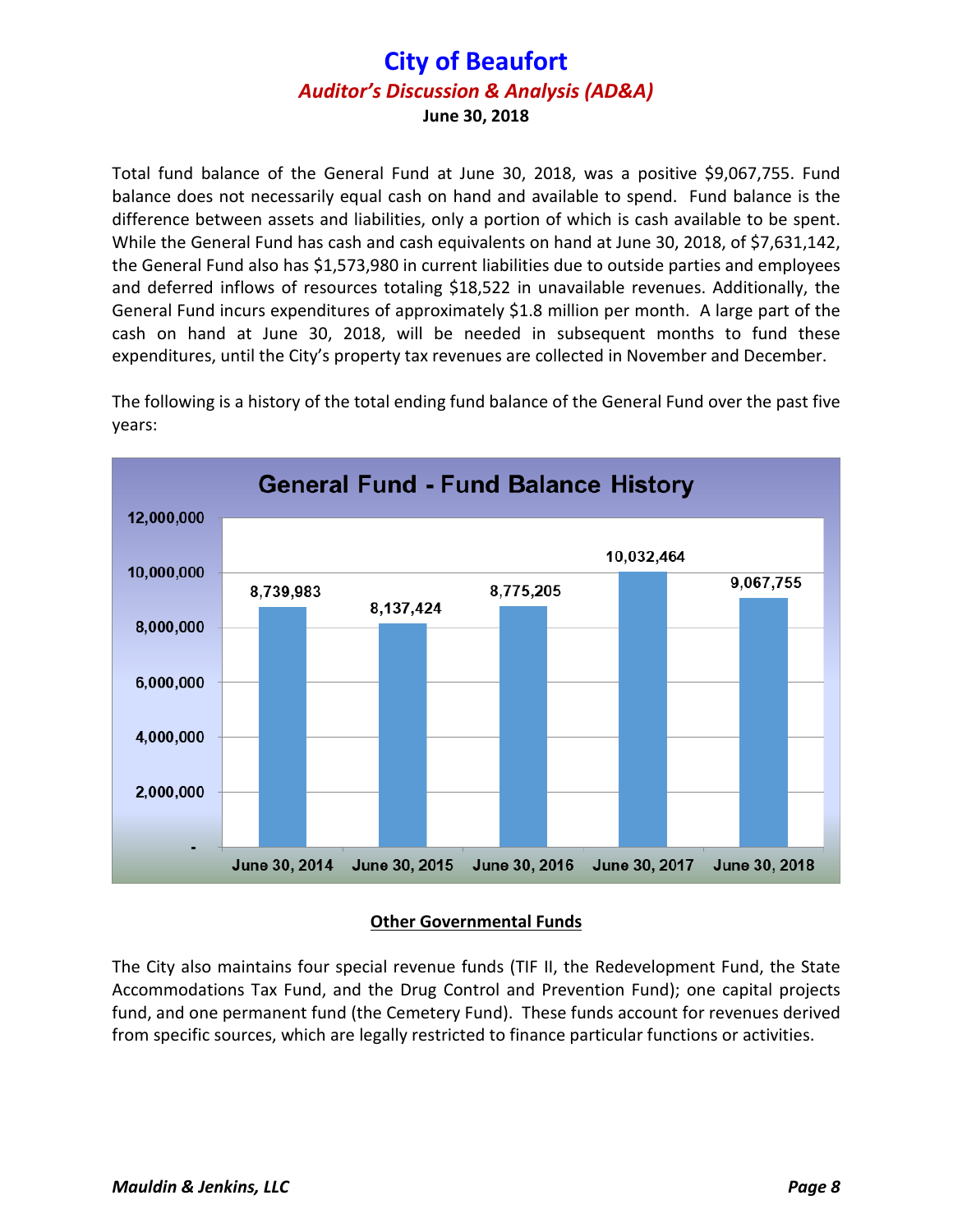Total fund balance of the General Fund at June 30, 2018, was a positive $9,067,755. Fund balance does not necessarily equal cash on hand and available to spend. Fund balance is the difference between assets and liabilities, only a portion of which is cash available to be spent. While the General Fund has cash and cash equivalents on hand at June 30, 2018, of $7,631,142, the General Fund also has $1,573,980 in current liabilities due to outside parties and employees and deferred inflows of resources totaling $18,522 in unavailable revenues. Additionally, the General Fund incurs expenditures of approximately $1.8 million per month. A large part of the cash on hand at June 30, 2018, will be needed in subsequent months to fund these expenditures, until the City's property tax revenues are collected in November and December.

The following is a history of the total ending fund balance of the General Fund over the past five years:

**General Fund - Fund Balance History**

| Year | Fund Balance |
|---|---|
| June 30, 2014 | 8,739,983 |
| June 30, 2015 | 8,137,424 |
| June 30, 2016 | 8,775,205 |
| June 30, 2017 | 10,032,464 |
| June 30, 2018 | 9,067,755 |

## Other Governmental Funds

The City also maintains four special revenue funds (TIF II, the Redevelopment Fund, the State Accommodations Tax Fund, and the Drug Control and Prevention Fund); one capital projects fund, and one permanent fund (the Cemetery Fund). These funds account for revenues derived from specific sources, which are legally restricted to finance particular functions or activities.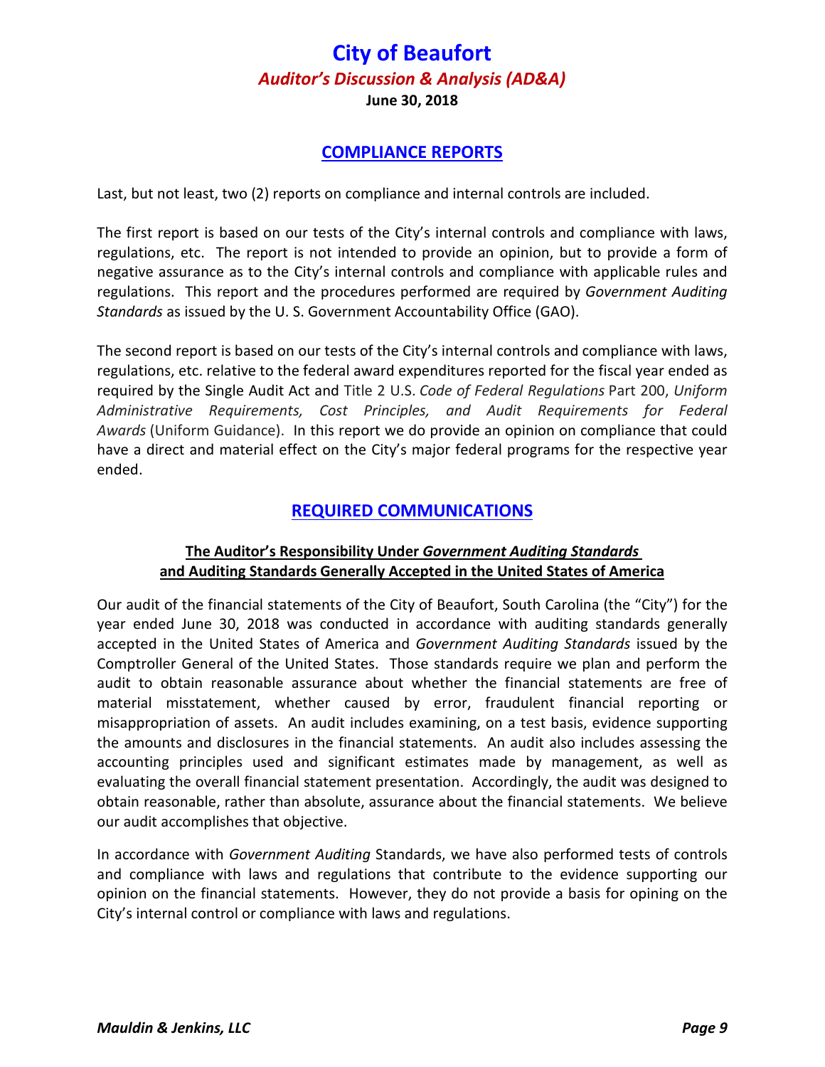## COMPLIANCE REPORTS

Last, but not least, two (2) reports on compliance and internal controls are included.

The first report is based on our tests of the City's internal controls and compliance with laws, regulations, etc. The report is not intended to provide an opinion, but to provide a form of negative assurance as to the City's internal controls and compliance with applicable rules and regulations. This report and the procedures performed are required by *Government Auditing Standards* as issued by the U. S. Government Accountability Office (GAO).

The second report is based on our tests of the City's internal controls and compliance with laws, regulations, etc. relative to the federal award expenditures reported for the fiscal year ended as required by the Single Audit Act and Title 2 U.S. *Code of Federal Regulations* Part 200, *Uniform Administrative Requirements, Cost Principles, and Audit Requirements for Federal Awards* (Uniform Guidance). In this report we do provide an opinion on compliance that could have a direct and material effect on the City's major federal programs for the respective year ended.

## REQUIRED COMMUNICATIONS

### The Auditor's Responsibility Under *Government Auditing Standards* and Auditing Standards Generally Accepted in the United States of America

Our audit of the financial statements of the City of Beaufort, South Carolina (the "City") for the year ended June 30, 2018 was conducted in accordance with auditing standards generally accepted in the United States of America and *Government Auditing Standards* issued by the Comptroller General of the United States. Those standards require we plan and perform the audit to obtain reasonable assurance about whether the financial statements are free of material misstatement, whether caused by error, fraudulent financial reporting or misappropriation of assets. An audit includes examining, on a test basis, evidence supporting the amounts and disclosures in the financial statements. An audit also includes assessing the accounting principles used and significant estimates made by management, as well as evaluating the overall financial statement presentation. Accordingly, the audit was designed to obtain reasonable, rather than absolute, assurance about the financial statements. We believe our audit accomplishes that objective.

In accordance with *Government Auditing* Standards, we have also performed tests of controls and compliance with laws and regulations that contribute to the evidence supporting our opinion on the financial statements. However, they do not provide a basis for opining on the City's internal control or compliance with laws and regulations.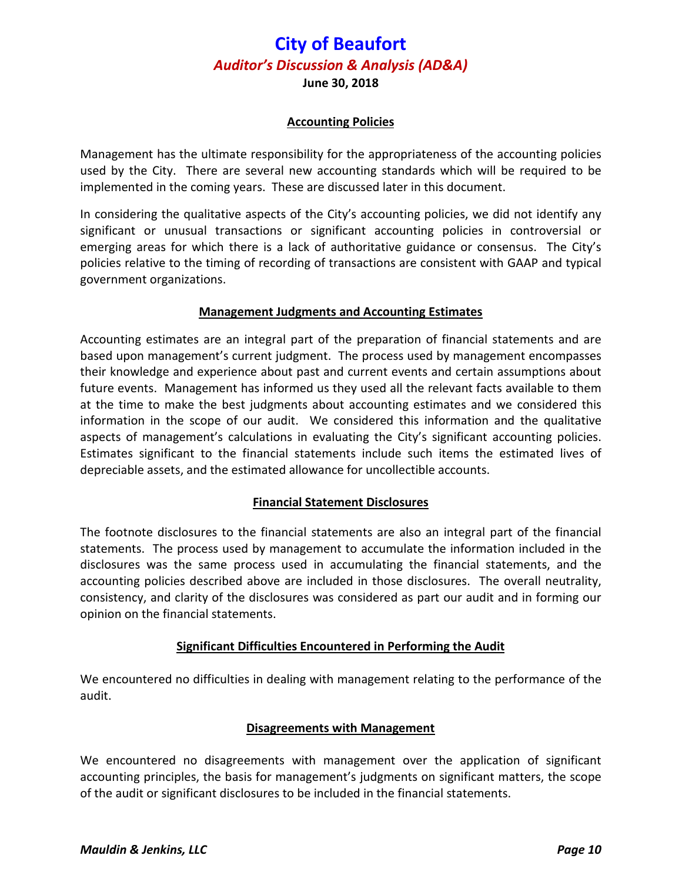## Accounting Policies

Management has the ultimate responsibility for the appropriateness of the accounting policies used by the City. There are several new accounting standards which will be required to be implemented in the coming years. These are discussed later in this document.

In considering the qualitative aspects of the City's accounting policies, we did not identify any significant or unusual transactions or significant accounting policies in controversial or emerging areas for which there is a lack of authoritative guidance or consensus. The City's policies relative to the timing of recording of transactions are consistent with GAAP and typical government organizations.

## Management Judgments and Accounting Estimates

Accounting estimates are an integral part of the preparation of financial statements and are based upon management's current judgment. The process used by management encompasses their knowledge and experience about past and current events and certain assumptions about future events. Management has informed us they used all the relevant facts available to them at the time to make the best judgments about accounting estimates and we considered this information in the scope of our audit. We considered this information and the qualitative aspects of management's calculations in evaluating the City's significant accounting policies. Estimates significant to the financial statements include such items the estimated lives of depreciable assets, and the estimated allowance for uncollectible accounts.

## Financial Statement Disclosures

The footnote disclosures to the financial statements are also an integral part of the financial statements. The process used by management to accumulate the information included in the disclosures was the same process used in accumulating the financial statements, and the accounting policies described above are included in those disclosures. The overall neutrality, consistency, and clarity of the disclosures was considered as part our audit and in forming our opinion on the financial statements.

## Significant Difficulties Encountered in Performing the Audit

We encountered no difficulties in dealing with management relating to the performance of the audit.

## Disagreements with Management

We encountered no disagreements with management over the application of significant accounting principles, the basis for management's judgments on significant matters, the scope of the audit or significant disclosures to be included in the financial statements.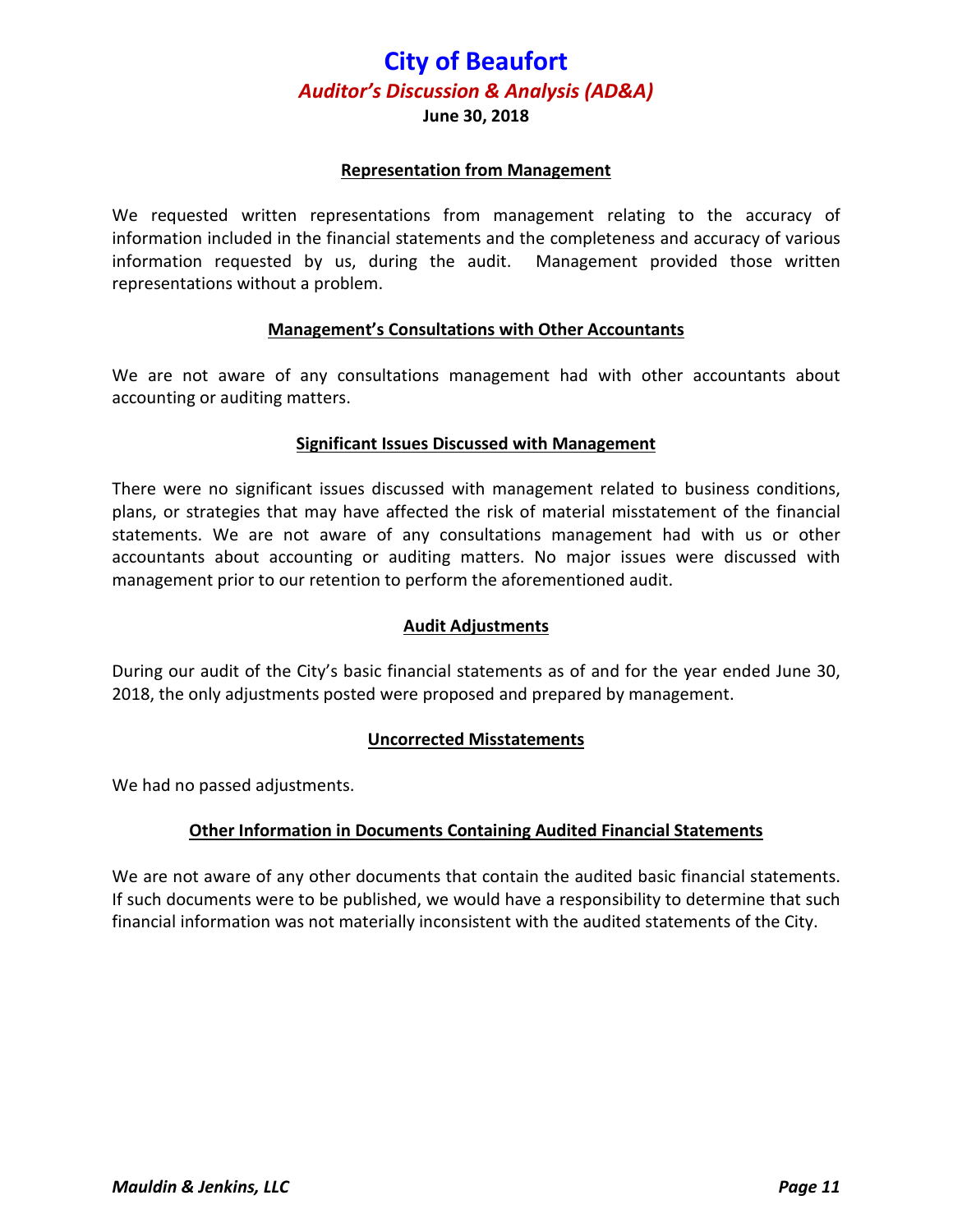# City of Beaufort

## *Auditor's Discussion & Analysis (AD&A)*

**June 30, 2018**

### Representation from Management

We requested written representations from management relating to the accuracy of information included in the financial statements and the completeness and accuracy of various information requested by us, during the audit. Management provided those written representations without a problem.

### Management's Consultations with Other Accountants

We are not aware of any consultations management had with other accountants about accounting or auditing matters.

### Significant Issues Discussed with Management

There were no significant issues discussed with management related to business conditions, plans, or strategies that may have affected the risk of material misstatement of the financial statements. We are not aware of any consultations management had with us or other accountants about accounting or auditing matters. No major issues were discussed with management prior to our retention to perform the aforementioned audit.

### Audit Adjustments

During our audit of the City's basic financial statements as of and for the year ended June 30, 2018, the only adjustments posted were proposed and prepared by management.

### Uncorrected Misstatements

We had no passed adjustments.

### Other Information in Documents Containing Audited Financial Statements

We are not aware of any other documents that contain the audited basic financial statements. If such documents were to be published, we would have a responsibility to determine that such financial information was not materially inconsistent with the audited statements of the City.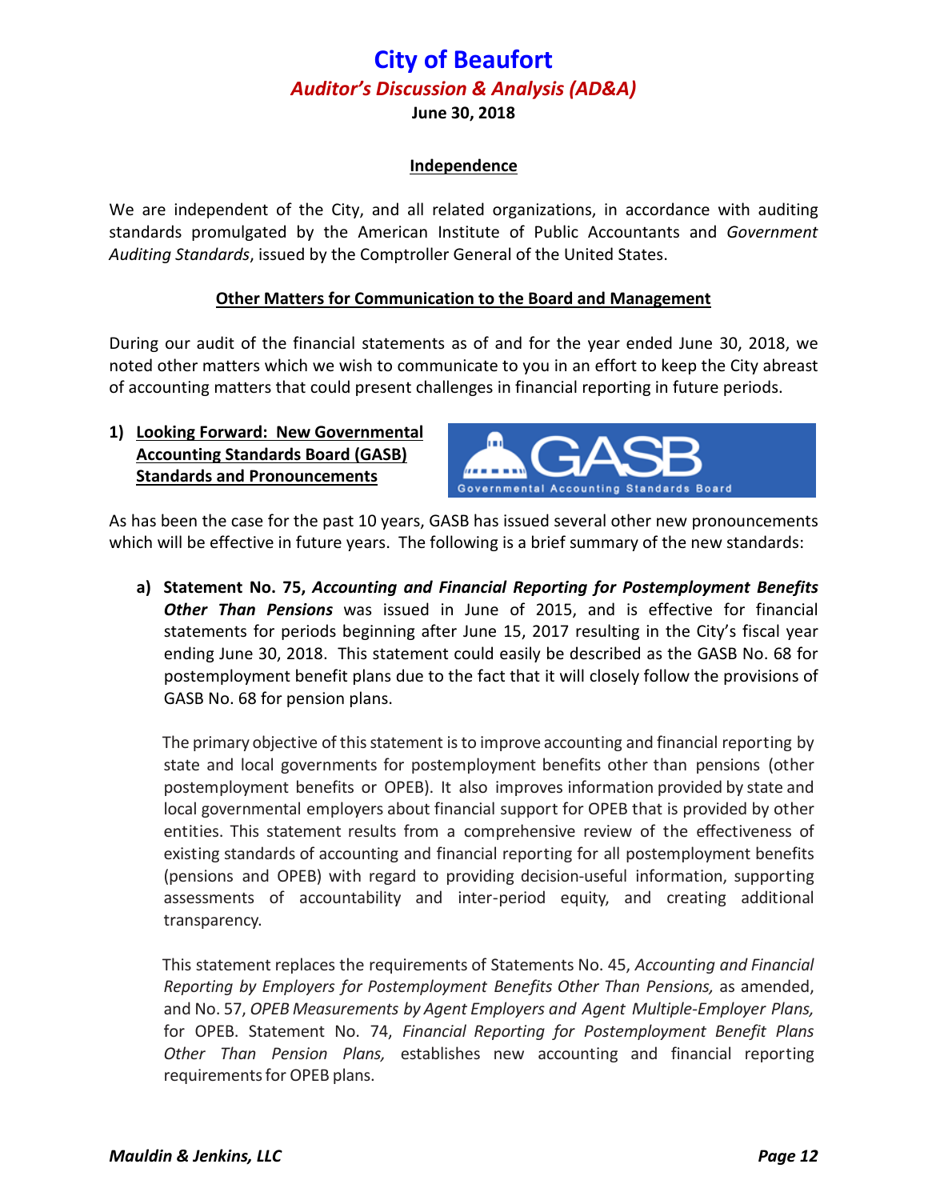## Independence

We are independent of the City, and all related organizations, in accordance with auditing standards promulgated by the American Institute of Public Accountants and *Government Auditing Standards*, issued by the Comptroller General of the United States.

## Other Matters for Communication to the Board and Management

During our audit of the financial statements as of and for the year ended June 30, 2018, we noted other matters which we wish to communicate to you in an effort to keep the City abreast of accounting matters that could present challenges in financial reporting in future periods.

### 1) Looking Forward: New Governmental Accounting Standards Board (GASB) Standards and Pronouncements

As has been the case for the past 10 years, GASB has issued several other new pronouncements which will be effective in future years. The following is a brief summary of the new standards:

**a) Statement No. 75, *Accounting and Financial Reporting for Postemployment Benefits Other Than Pensions*** was issued in June of 2015, and is effective for financial statements for periods beginning after June 15, 2017 resulting in the City's fiscal year ending June 30, 2018. This statement could easily be described as the GASB No. 68 for postemployment benefit plans due to the fact that it will closely follow the provisions of GASB No. 68 for pension plans.

The primary objective of this statement is to improve accounting and financial reporting by state and local governments for postemployment benefits other than pensions (other postemployment benefits or OPEB). It also improves information provided by state and local governmental employers about financial support for OPEB that is provided by other entities. This statement results from a comprehensive review of the effectiveness of existing standards of accounting and financial reporting for all postemployment benefits (pensions and OPEB) with regard to providing decision-useful information, supporting assessments of accountability and inter-period equity, and creating additional transparency.

This statement replaces the requirements of Statements No. 45, *Accounting and Financial Reporting by Employers for Postemployment Benefits Other Than Pensions,* as amended, and No. 57, *OPEB Measurements by Agent Employers and Agent Multiple-Employer Plans,* for OPEB. Statement No. 74, *Financial Reporting for Postemployment Benefit Plans Other Than Pension Plans,* establishes new accounting and financial reporting requirements for OPEB plans.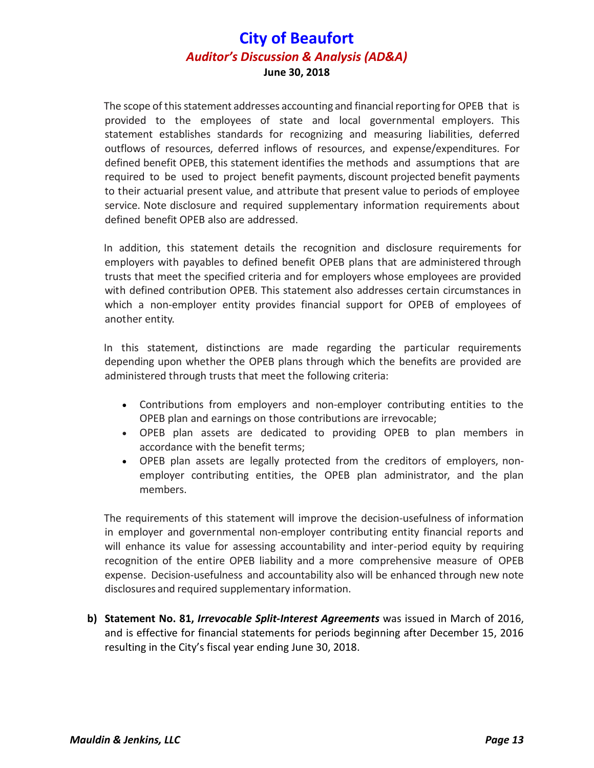The scope of this statement addresses accounting and financial reporting for OPEB that is provided to the employees of state and local governmental employers. This statement establishes standards for recognizing and measuring liabilities, deferred outflows of resources, deferred inflows of resources, and expense/expenditures. For defined benefit OPEB, this statement identifies the methods and assumptions that are required to be used to project benefit payments, discount projected benefit payments to their actuarial present value, and attribute that present value to periods of employee service. Note disclosure and required supplementary information requirements about defined benefit OPEB also are addressed.

In addition, this statement details the recognition and disclosure requirements for employers with payables to defined benefit OPEB plans that are administered through trusts that meet the specified criteria and for employers whose employees are provided with defined contribution OPEB. This statement also addresses certain circumstances in which a non-employer entity provides financial support for OPEB of employees of another entity.

In this statement, distinctions are made regarding the particular requirements depending upon whether the OPEB plans through which the benefits are provided are administered through trusts that meet the following criteria:

- Contributions from employers and non-employer contributing entities to the OPEB plan and earnings on those contributions are irrevocable;
- OPEB plan assets are dedicated to providing OPEB to plan members in accordance with the benefit terms;
- OPEB plan assets are legally protected from the creditors of employers, non-employer contributing entities, the OPEB plan administrator, and the plan members.

The requirements of this statement will improve the decision-usefulness of information in employer and governmental non-employer contributing entity financial reports and will enhance its value for assessing accountability and inter-period equity by requiring recognition of the entire OPEB liability and a more comprehensive measure of OPEB expense. Decision-usefulness and accountability also will be enhanced through new note disclosures and required supplementary information.

**b) Statement No. 81, *Irrevocable Split-Interest Agreements*** was issued in March of 2016, and is effective for financial statements for periods beginning after December 15, 2016 resulting in the City's fiscal year ending June 30, 2018.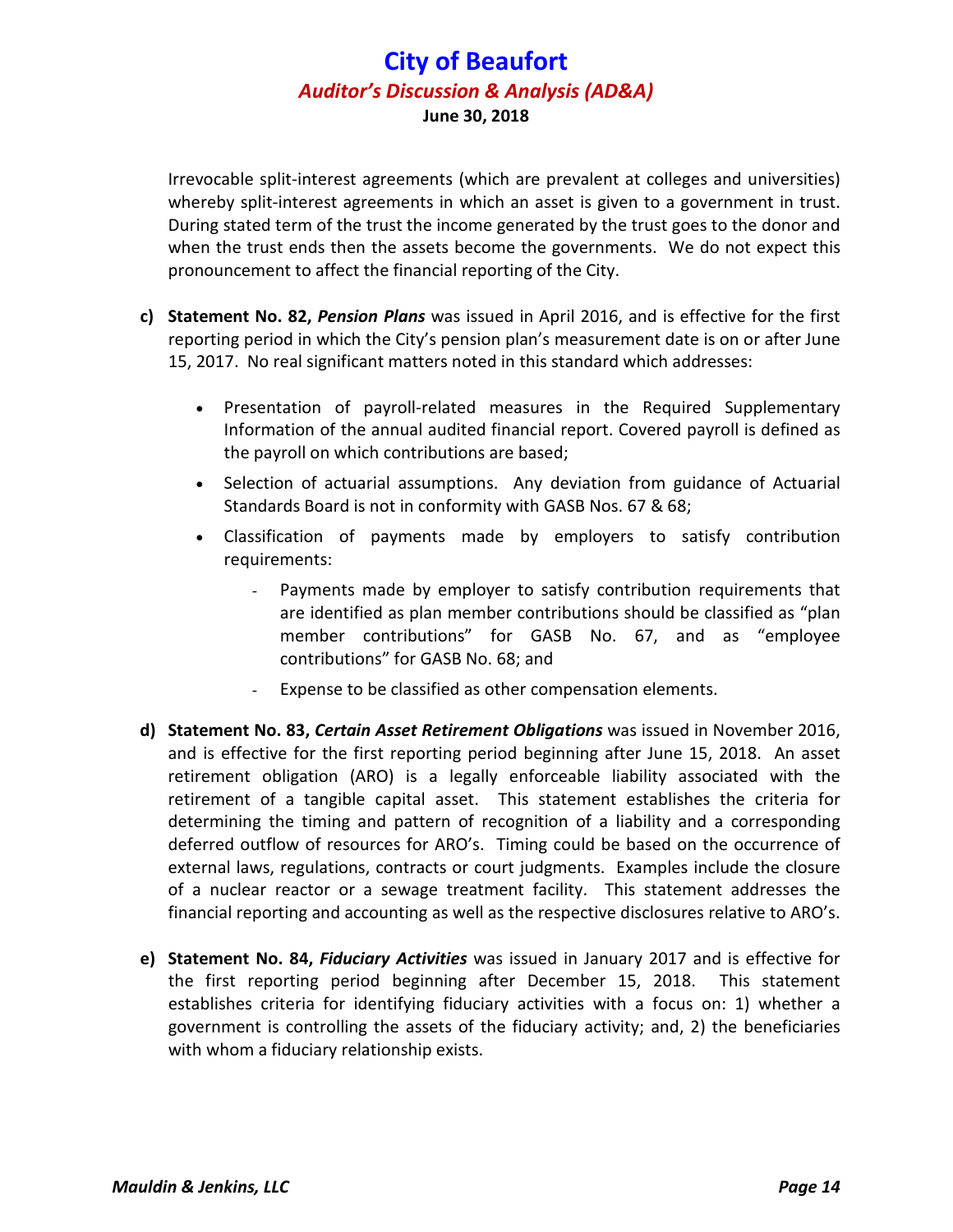Irrevocable split-interest agreements (which are prevalent at colleges and universities) whereby split-interest agreements in which an asset is given to a government in trust. During stated term of the trust the income generated by the trust goes to the donor and when the trust ends then the assets become the governments. We do not expect this pronouncement to affect the financial reporting of the City.

c) **Statement No. 82, *Pension Plans*** was issued in April 2016, and is effective for the first reporting period in which the City's pension plan's measurement date is on or after June 15, 2017. No real significant matters noted in this standard which addresses:

- Presentation of payroll-related measures in the Required Supplementary Information of the annual audited financial report. Covered payroll is defined as the payroll on which contributions are based;
- Selection of actuarial assumptions. Any deviation from guidance of Actuarial Standards Board is not in conformity with GASB Nos. 67 & 68;
- Classification of payments made by employers to satisfy contribution requirements:
  - Payments made by employer to satisfy contribution requirements that are identified as plan member contributions should be classified as "plan member contributions" for GASB No. 67, and as "employee contributions" for GASB No. 68; and
  - Expense to be classified as other compensation elements.

d) **Statement No. 83, *Certain Asset Retirement Obligations*** was issued in November 2016, and is effective for the first reporting period beginning after June 15, 2018. An asset retirement obligation (ARO) is a legally enforceable liability associated with the retirement of a tangible capital asset. This statement establishes the criteria for determining the timing and pattern of recognition of a liability and a corresponding deferred outflow of resources for ARO's. Timing could be based on the occurrence of external laws, regulations, contracts or court judgments. Examples include the closure of a nuclear reactor or a sewage treatment facility. This statement addresses the financial reporting and accounting as well as the respective disclosures relative to ARO's.

e) **Statement No. 84, *Fiduciary Activities*** was issued in January 2017 and is effective for the first reporting period beginning after December 15, 2018. This statement establishes criteria for identifying fiduciary activities with a focus on: 1) whether a government is controlling the assets of the fiduciary activity; and, 2) the beneficiaries with whom a fiduciary relationship exists.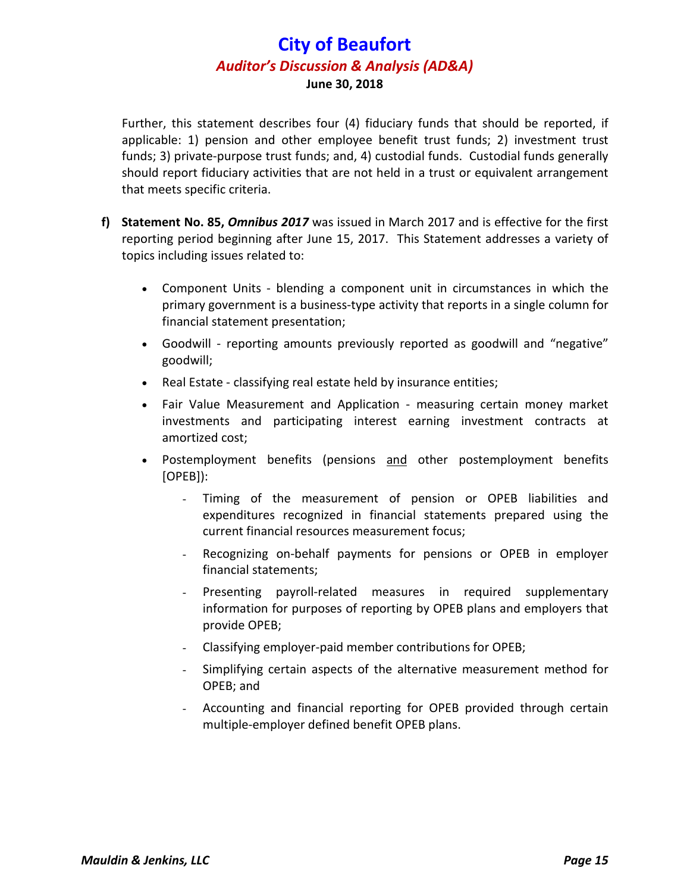Further, this statement describes four (4) fiduciary funds that should be reported, if applicable: 1) pension and other employee benefit trust funds; 2) investment trust funds; 3) private-purpose trust funds; and, 4) custodial funds. Custodial funds generally should report fiduciary activities that are not held in a trust or equivalent arrangement that meets specific criteria.

f) **Statement No. 85, *Omnibus 2017*** was issued in March 2017 and is effective for the first reporting period beginning after June 15, 2017. This Statement addresses a variety of topics including issues related to:

- Component Units - blending a component unit in circumstances in which the primary government is a business-type activity that reports in a single column for financial statement presentation;
- Goodwill - reporting amounts previously reported as goodwill and "negative" goodwill;
- Real Estate - classifying real estate held by insurance entities;
- Fair Value Measurement and Application - measuring certain money market investments and participating interest earning investment contracts at amortized cost;
- Postemployment benefits (pensions and other postemployment benefits [OPEB]):
  - Timing of the measurement of pension or OPEB liabilities and expenditures recognized in financial statements prepared using the current financial resources measurement focus;
  - Recognizing on-behalf payments for pensions or OPEB in employer financial statements;
  - Presenting payroll-related measures in required supplementary information for purposes of reporting by OPEB plans and employers that provide OPEB;
  - Classifying employer-paid member contributions for OPEB;
  - Simplifying certain aspects of the alternative measurement method for OPEB; and
  - Accounting and financial reporting for OPEB provided through certain multiple-employer defined benefit OPEB plans.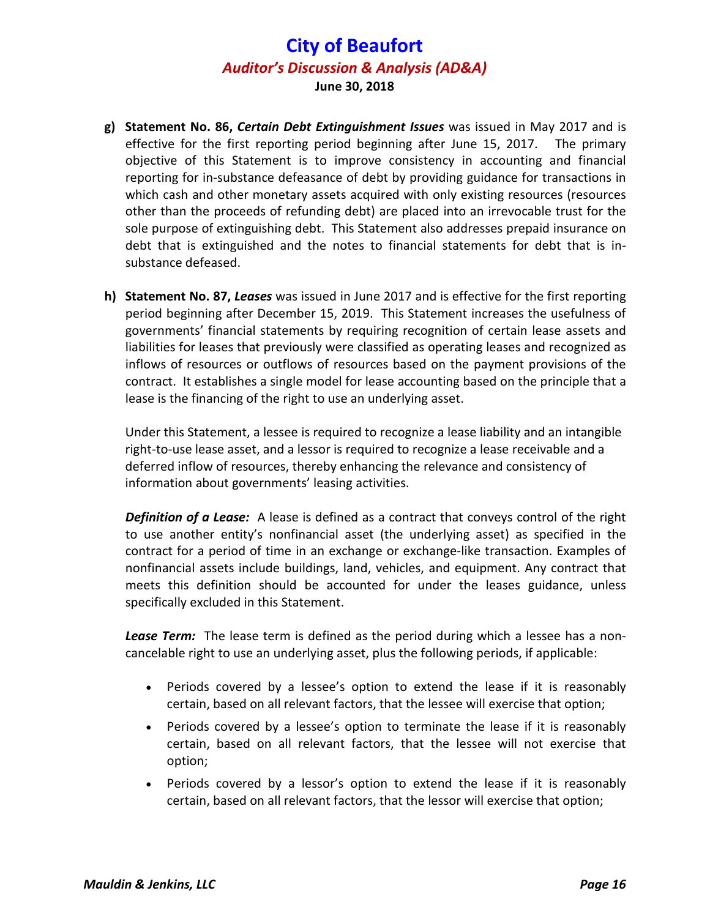g) **Statement No. 86, *Certain Debt Extinguishment Issues*** was issued in May 2017 and is effective for the first reporting period beginning after June 15, 2017. The primary objective of this Statement is to improve consistency in accounting and financial reporting for in-substance defeasance of debt by providing guidance for transactions in which cash and other monetary assets acquired with only existing resources (resources other than the proceeds of refunding debt) are placed into an irrevocable trust for the sole purpose of extinguishing debt. This Statement also addresses prepaid insurance on debt that is extinguished and the notes to financial statements for debt that is in-substance defeased.

h) **Statement No. 87, *Leases*** was issued in June 2017 and is effective for the first reporting period beginning after December 15, 2019. This Statement increases the usefulness of governments' financial statements by requiring recognition of certain lease assets and liabilities for leases that previously were classified as operating leases and recognized as inflows of resources or outflows of resources based on the payment provisions of the contract. It establishes a single model for lease accounting based on the principle that a lease is the financing of the right to use an underlying asset.

   Under this Statement, a lessee is required to recognize a lease liability and an intangible right-to-use lease asset, and a lessor is required to recognize a lease receivable and a deferred inflow of resources, thereby enhancing the relevance and consistency of information about governments' leasing activities.

   ***Definition of a Lease:*** A lease is defined as a contract that conveys control of the right to use another entity's nonfinancial asset (the underlying asset) as specified in the contract for a period of time in an exchange or exchange-like transaction. Examples of nonfinancial assets include buildings, land, vehicles, and equipment. Any contract that meets this definition should be accounted for under the leases guidance, unless specifically excluded in this Statement.

   ***Lease Term:*** The lease term is defined as the period during which a lessee has a non-cancelable right to use an underlying asset, plus the following periods, if applicable:

   - Periods covered by a lessee's option to extend the lease if it is reasonably certain, based on all relevant factors, that the lessee will exercise that option;
   - Periods covered by a lessee's option to terminate the lease if it is reasonably certain, based on all relevant factors, that the lessee will not exercise that option;
   - Periods covered by a lessor's option to extend the lease if it is reasonably certain, based on all relevant factors, that the lessor will exercise that option;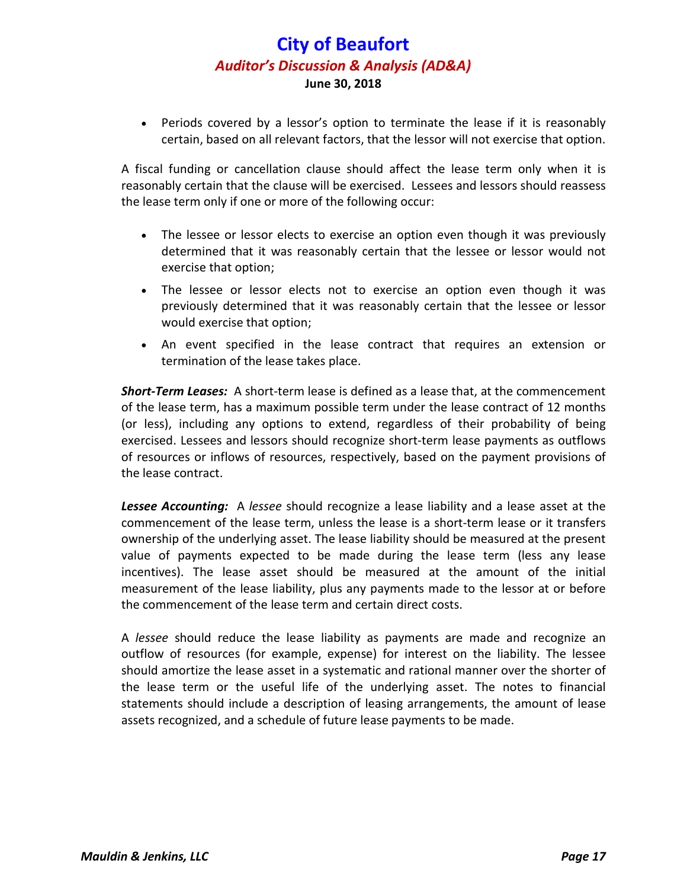- Periods covered by a lessor's option to terminate the lease if it is reasonably certain, based on all relevant factors, that the lessor will not exercise that option.

A fiscal funding or cancellation clause should affect the lease term only when it is reasonably certain that the clause will be exercised. Lessees and lessors should reassess the lease term only if one or more of the following occur:

- The lessee or lessor elects to exercise an option even though it was previously determined that it was reasonably certain that the lessee or lessor would not exercise that option;
- The lessee or lessor elects not to exercise an option even though it was previously determined that it was reasonably certain that the lessee or lessor would exercise that option;
- An event specified in the lease contract that requires an extension or termination of the lease takes place.

***Short-Term Leases:*** A short-term lease is defined as a lease that, at the commencement of the lease term, has a maximum possible term under the lease contract of 12 months (or less), including any options to extend, regardless of their probability of being exercised. Lessees and lessors should recognize short-term lease payments as outflows of resources or inflows of resources, respectively, based on the payment provisions of the lease contract.

***Lessee Accounting:*** A *lessee* should recognize a lease liability and a lease asset at the commencement of the lease term, unless the lease is a short-term lease or it transfers ownership of the underlying asset. The lease liability should be measured at the present value of payments expected to be made during the lease term (less any lease incentives). The lease asset should be measured at the amount of the initial measurement of the lease liability, plus any payments made to the lessor at or before the commencement of the lease term and certain direct costs.

A *lessee* should reduce the lease liability as payments are made and recognize an outflow of resources (for example, expense) for interest on the liability. The lessee should amortize the lease asset in a systematic and rational manner over the shorter of the lease term or the useful life of the underlying asset. The notes to financial statements should include a description of leasing arrangements, the amount of lease assets recognized, and a schedule of future lease payments to be made.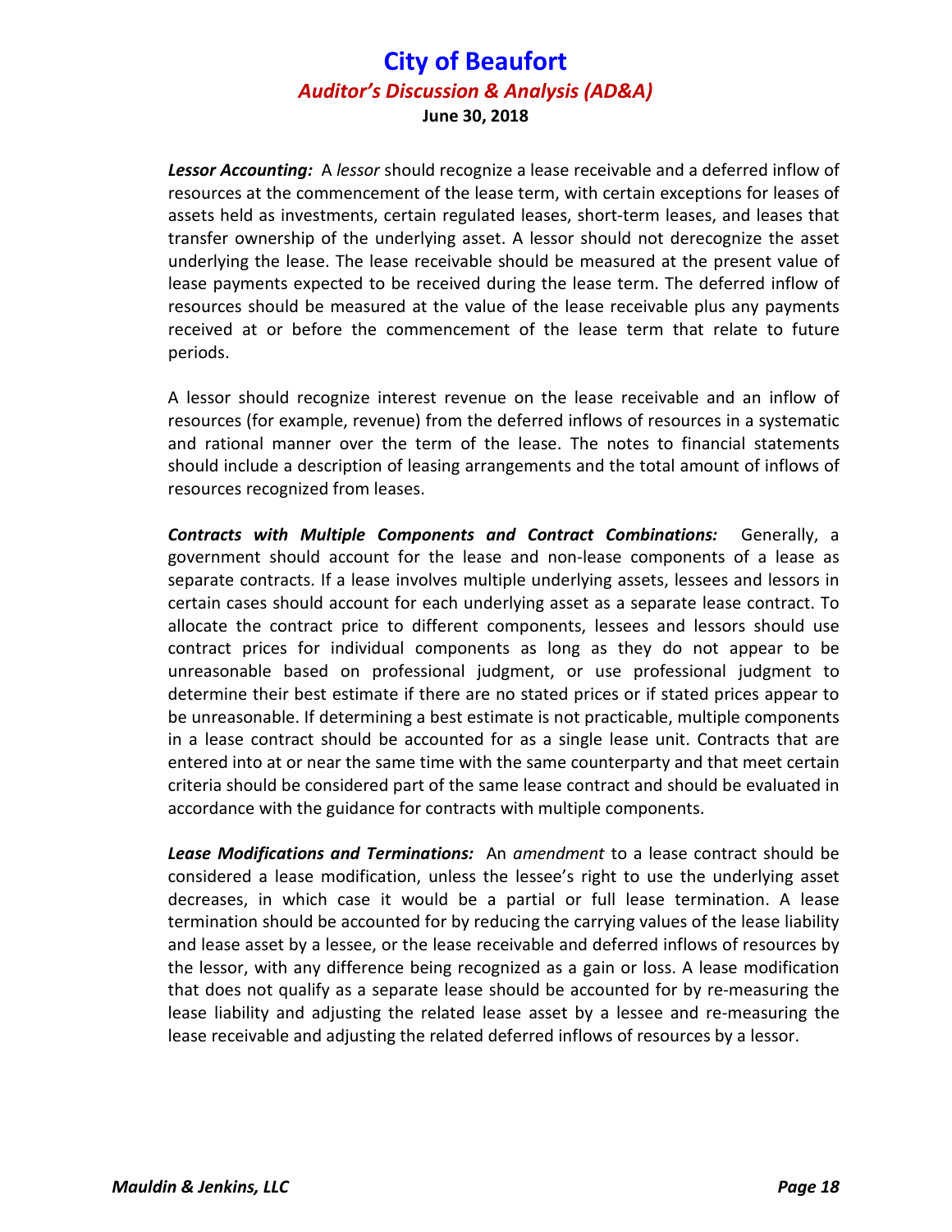***Lessor Accounting:*** A *lessor* should recognize a lease receivable and a deferred inflow of resources at the commencement of the lease term, with certain exceptions for leases of assets held as investments, certain regulated leases, short-term leases, and leases that transfer ownership of the underlying asset. A lessor should not derecognize the asset underlying the lease. The lease receivable should be measured at the present value of lease payments expected to be received during the lease term. The deferred inflow of resources should be measured at the value of the lease receivable plus any payments received at or before the commencement of the lease term that relate to future periods.

A lessor should recognize interest revenue on the lease receivable and an inflow of resources (for example, revenue) from the deferred inflows of resources in a systematic and rational manner over the term of the lease. The notes to financial statements should include a description of leasing arrangements and the total amount of inflows of resources recognized from leases.

***Contracts with Multiple Components and Contract Combinations:*** Generally, a government should account for the lease and non-lease components of a lease as separate contracts. If a lease involves multiple underlying assets, lessees and lessors in certain cases should account for each underlying asset as a separate lease contract. To allocate the contract price to different components, lessees and lessors should use contract prices for individual components as long as they do not appear to be unreasonable based on professional judgment, or use professional judgment to determine their best estimate if there are no stated prices or if stated prices appear to be unreasonable. If determining a best estimate is not practicable, multiple components in a lease contract should be accounted for as a single lease unit. Contracts that are entered into at or near the same time with the same counterparty and that meet certain criteria should be considered part of the same lease contract and should be evaluated in accordance with the guidance for contracts with multiple components.

***Lease Modifications and Terminations:*** An *amendment* to a lease contract should be considered a lease modification, unless the lessee's right to use the underlying asset decreases, in which case it would be a partial or full lease termination. A lease termination should be accounted for by reducing the carrying values of the lease liability and lease asset by a lessee, or the lease receivable and deferred inflows of resources by the lessor, with any difference being recognized as a gain or loss. A lease modification that does not qualify as a separate lease should be accounted for by re-measuring the lease liability and adjusting the related lease asset by a lessee and re-measuring the lease receivable and adjusting the related deferred inflows of resources by a lessor.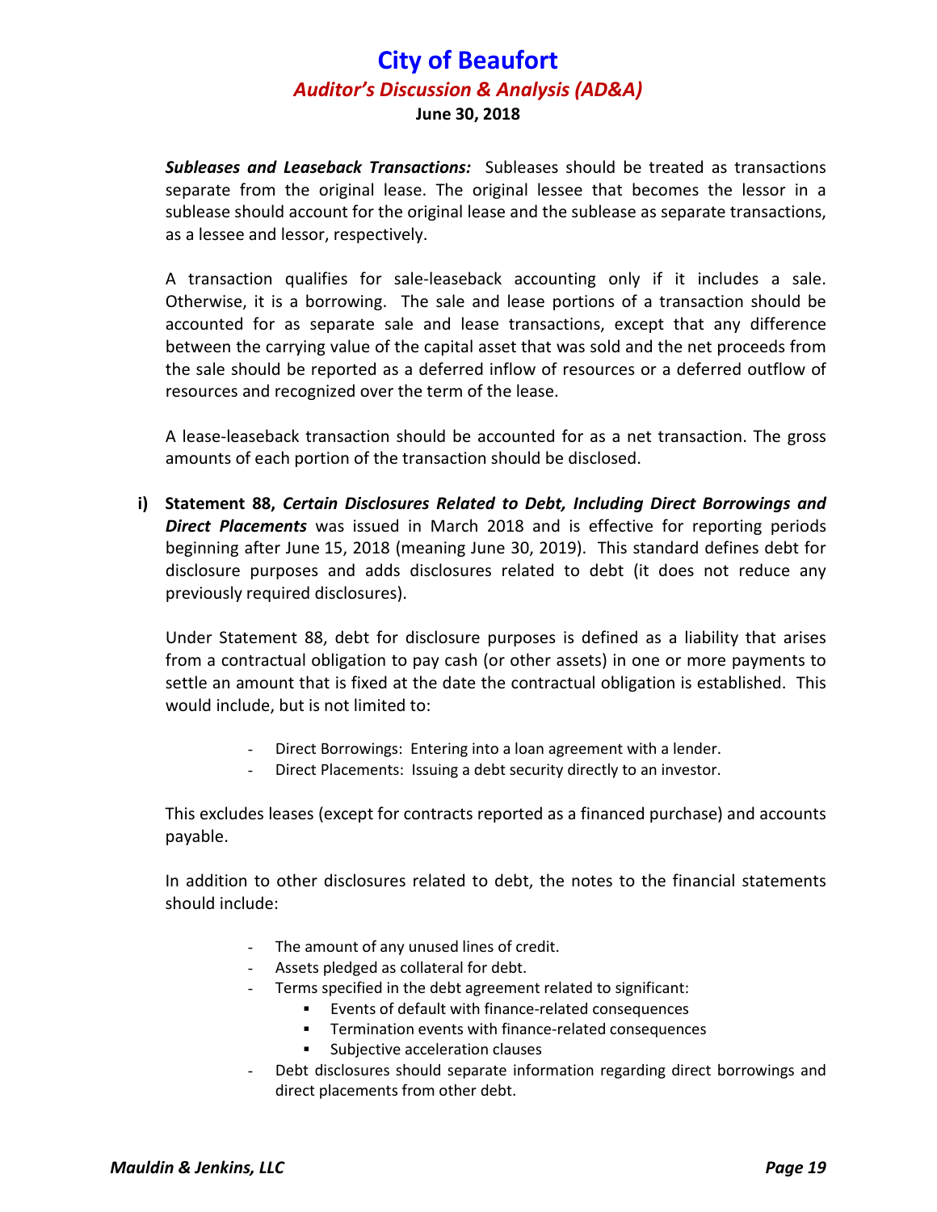***Subleases and Leaseback Transactions:*** Subleases should be treated as transactions separate from the original lease. The original lessee that becomes the lessor in a sublease should account for the original lease and the sublease as separate transactions, as a lessee and lessor, respectively.

A transaction qualifies for sale-leaseback accounting only if it includes a sale. Otherwise, it is a borrowing. The sale and lease portions of a transaction should be accounted for as separate sale and lease transactions, except that any difference between the carrying value of the capital asset that was sold and the net proceeds from the sale should be reported as a deferred inflow of resources or a deferred outflow of resources and recognized over the term of the lease.

A lease-leaseback transaction should be accounted for as a net transaction. The gross amounts of each portion of the transaction should be disclosed.

**i) Statement 88, *Certain Disclosures Related to Debt, Including Direct Borrowings and Direct Placements*** was issued in March 2018 and is effective for reporting periods beginning after June 15, 2018 (meaning June 30, 2019). This standard defines debt for disclosure purposes and adds disclosures related to debt (it does not reduce any previously required disclosures).

Under Statement 88, debt for disclosure purposes is defined as a liability that arises from a contractual obligation to pay cash (or other assets) in one or more payments to settle an amount that is fixed at the date the contractual obligation is established. This would include, but is not limited to:

- Direct Borrowings: Entering into a loan agreement with a lender.
- Direct Placements: Issuing a debt security directly to an investor.

This excludes leases (except for contracts reported as a financed purchase) and accounts payable.

In addition to other disclosures related to debt, the notes to the financial statements should include:

- The amount of any unused lines of credit.
- Assets pledged as collateral for debt.
- Terms specified in the debt agreement related to significant:
  - Events of default with finance-related consequences
  - Termination events with finance-related consequences
  - Subjective acceleration clauses
- Debt disclosures should separate information regarding direct borrowings and direct placements from other debt.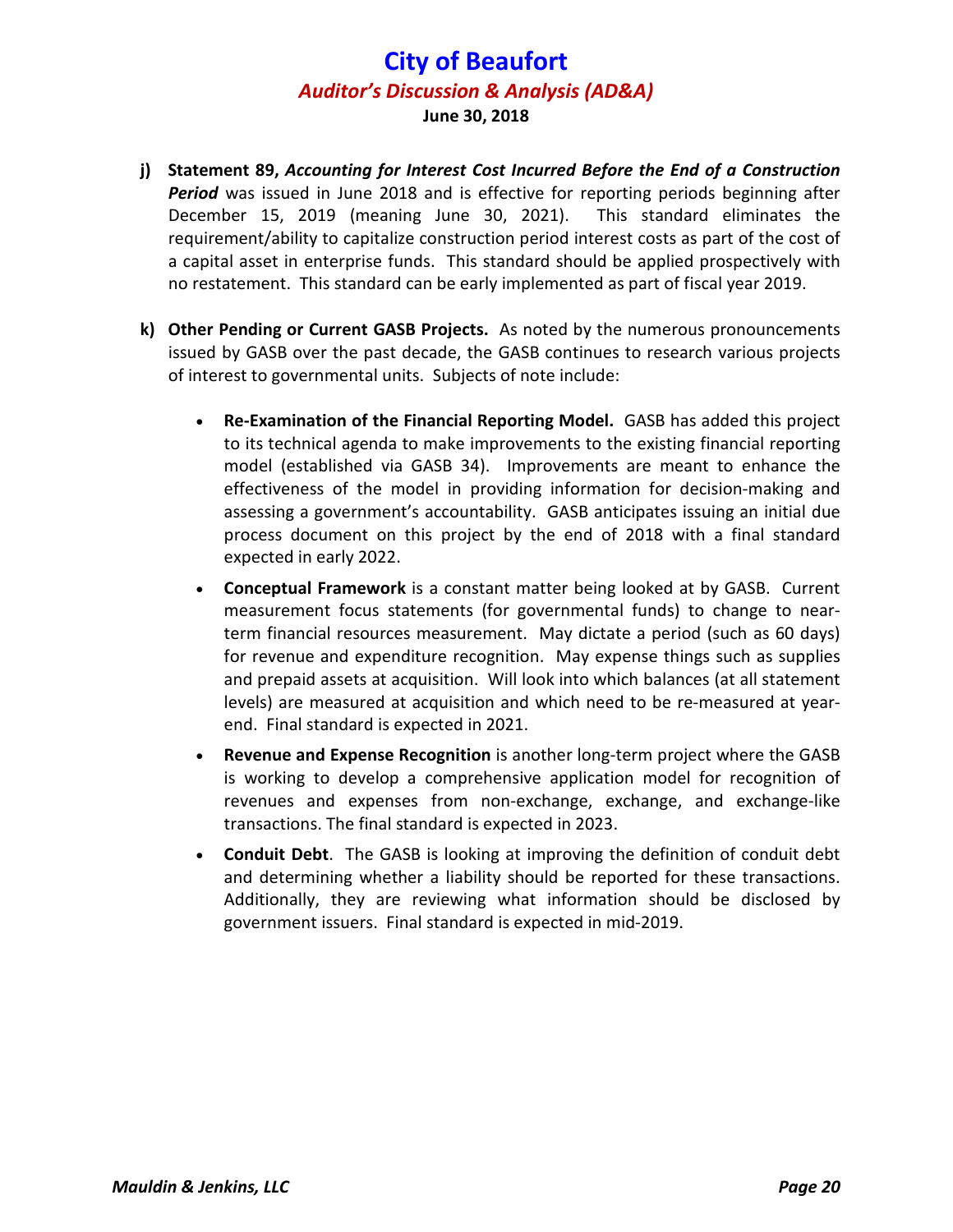j) **Statement 89, *Accounting for Interest Cost Incurred Before the End of a Construction Period*** was issued in June 2018 and is effective for reporting periods beginning after December 15, 2019 (meaning June 30, 2021). This standard eliminates the requirement/ability to capitalize construction period interest costs as part of the cost of a capital asset in enterprise funds. This standard should be applied prospectively with no restatement. This standard can be early implemented as part of fiscal year 2019.

k) **Other Pending or Current GASB Projects.** As noted by the numerous pronouncements issued by GASB over the past decade, the GASB continues to research various projects of interest to governmental units. Subjects of note include:

- **Re-Examination of the Financial Reporting Model.** GASB has added this project to its technical agenda to make improvements to the existing financial reporting model (established via GASB 34). Improvements are meant to enhance the effectiveness of the model in providing information for decision-making and assessing a government's accountability. GASB anticipates issuing an initial due process document on this project by the end of 2018 with a final standard expected in early 2022.

- **Conceptual Framework** is a constant matter being looked at by GASB. Current measurement focus statements (for governmental funds) to change to near-term financial resources measurement. May dictate a period (such as 60 days) for revenue and expenditure recognition. May expense things such as supplies and prepaid assets at acquisition. Will look into which balances (at all statement levels) are measured at acquisition and which need to be re-measured at year-end. Final standard is expected in 2021.

- **Revenue and Expense Recognition** is another long-term project where the GASB is working to develop a comprehensive application model for recognition of revenues and expenses from non-exchange, exchange, and exchange-like transactions. The final standard is expected in 2023.

- **Conduit Debt**. The GASB is looking at improving the definition of conduit debt and determining whether a liability should be reported for these transactions. Additionally, they are reviewing what information should be disclosed by government issuers. Final standard is expected in mid-2019.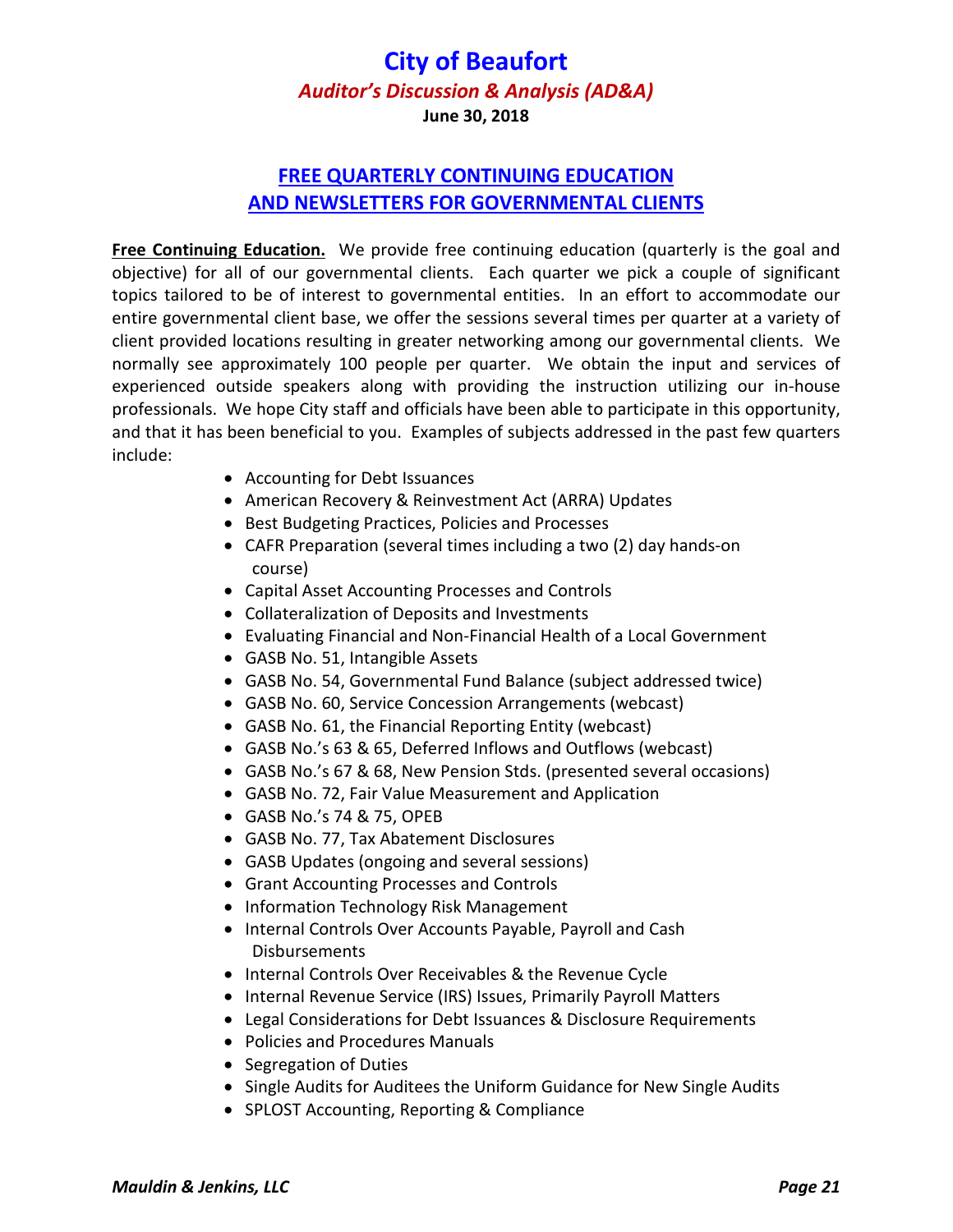## FREE QUARTERLY CONTINUING EDUCATION AND NEWSLETTERS FOR GOVERNMENTAL CLIENTS

**Free Continuing Education.** We provide free continuing education (quarterly is the goal and objective) for all of our governmental clients. Each quarter we pick a couple of significant topics tailored to be of interest to governmental entities. In an effort to accommodate our entire governmental client base, we offer the sessions several times per quarter at a variety of client provided locations resulting in greater networking among our governmental clients. We normally see approximately 100 people per quarter. We obtain the input and services of experienced outside speakers along with providing the instruction utilizing our in-house professionals. We hope City staff and officials have been able to participate in this opportunity, and that it has been beneficial to you. Examples of subjects addressed in the past few quarters include:

- Accounting for Debt Issuances
- American Recovery & Reinvestment Act (ARRA) Updates
- Best Budgeting Practices, Policies and Processes
- CAFR Preparation (several times including a two (2) day hands-on course)
- Capital Asset Accounting Processes and Controls
- Collateralization of Deposits and Investments
- Evaluating Financial and Non-Financial Health of a Local Government
- GASB No. 51, Intangible Assets
- GASB No. 54, Governmental Fund Balance (subject addressed twice)
- GASB No. 60, Service Concession Arrangements (webcast)
- GASB No. 61, the Financial Reporting Entity (webcast)
- GASB No.'s 63 & 65, Deferred Inflows and Outflows (webcast)
- GASB No.'s 67 & 68, New Pension Stds. (presented several occasions)
- GASB No. 72, Fair Value Measurement and Application
- GASB No.'s 74 & 75, OPEB
- GASB No. 77, Tax Abatement Disclosures
- GASB Updates (ongoing and several sessions)
- Grant Accounting Processes and Controls
- Information Technology Risk Management
- Internal Controls Over Accounts Payable, Payroll and Cash Disbursements
- Internal Controls Over Receivables & the Revenue Cycle
- Internal Revenue Service (IRS) Issues, Primarily Payroll Matters
- Legal Considerations for Debt Issuances & Disclosure Requirements
- Policies and Procedures Manuals
- Segregation of Duties
- Single Audits for Auditees the Uniform Guidance for New Single Audits
- SPLOST Accounting, Reporting & Compliance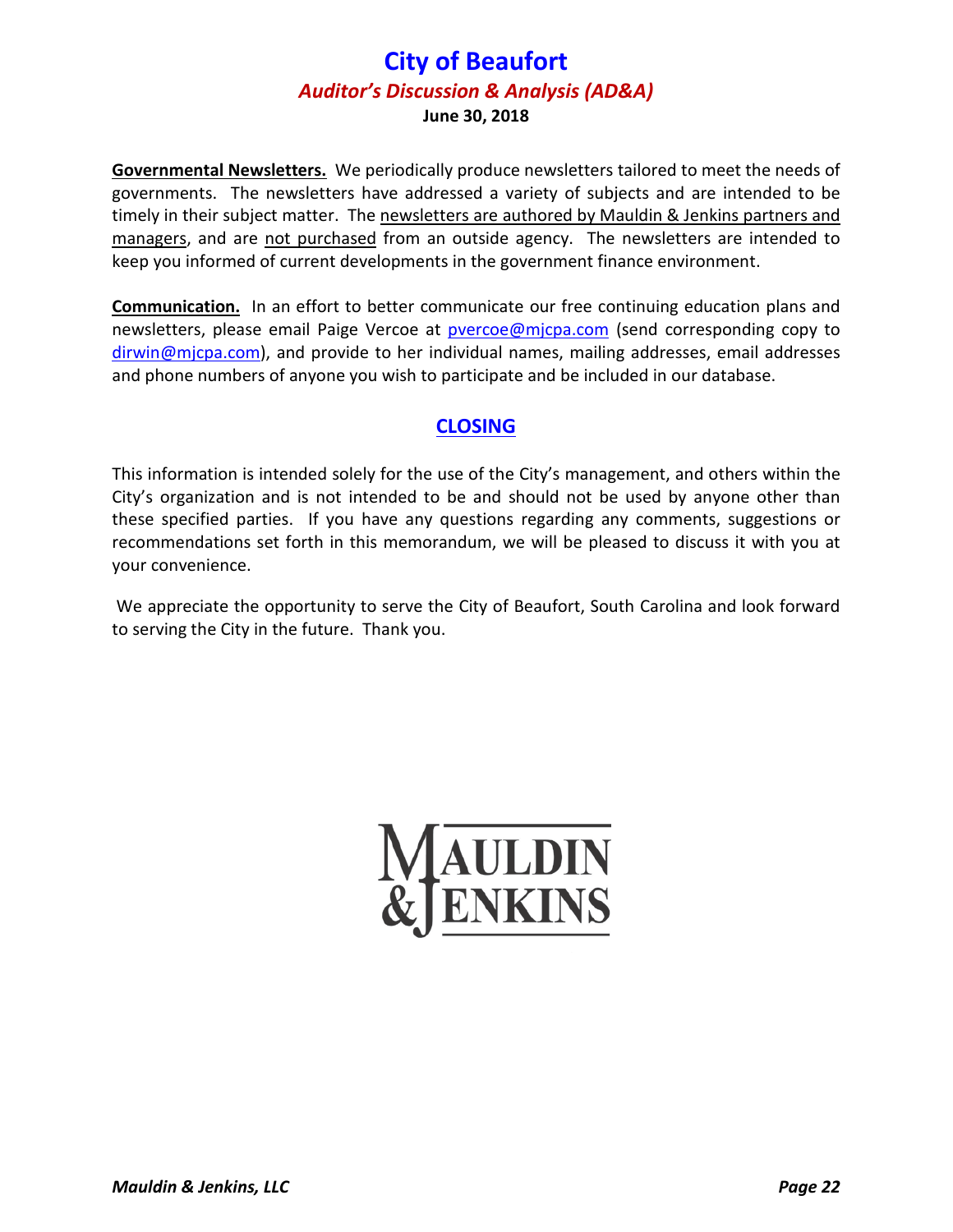**Governmental Newsletters.** We periodically produce newsletters tailored to meet the needs of governments. The newsletters have addressed a variety of subjects and are intended to be timely in their subject matter. The newsletters are authored by Mauldin & Jenkins partners and managers, and are not purchased from an outside agency. The newsletters are intended to keep you informed of current developments in the government finance environment.

**Communication.** In an effort to better communicate our free continuing education plans and newsletters, please email Paige Vercoe at pvercoe@mjcpa.com (send corresponding copy to dirwin@mjcpa.com), and provide to her individual names, mailing addresses, email addresses and phone numbers of anyone you wish to participate and be included in our database.

## CLOSING

This information is intended solely for the use of the City's management, and others within the City's organization and is not intended to be and should not be used by anyone other than these specified parties. If you have any questions regarding any comments, suggestions or recommendations set forth in this memorandum, we will be pleased to discuss it with you at your convenience.

We appreciate the opportunity to serve the City of Beaufort, South Carolina and look forward to serving the City in the future. Thank you.

MAULDIN & JENKINS